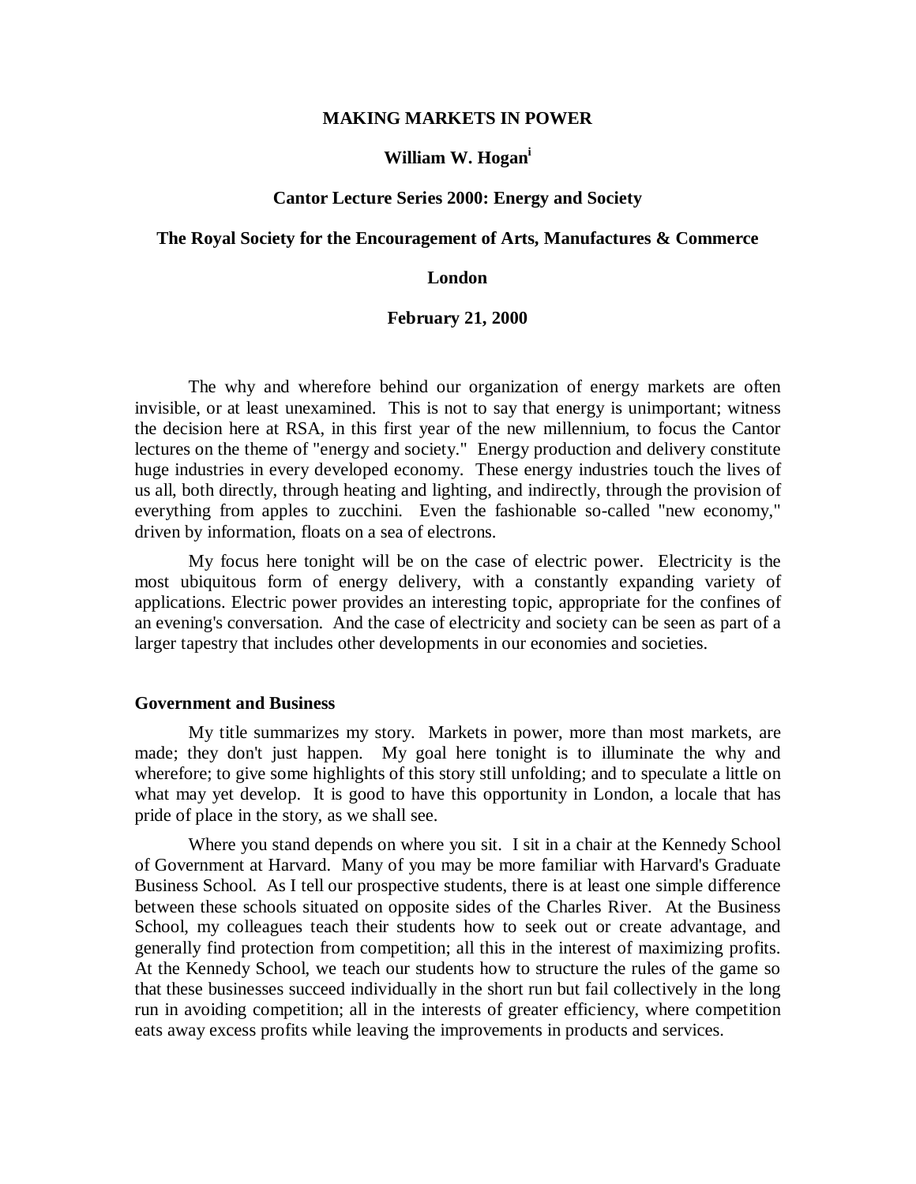# MAKING MARKETS IN POWER

**William W. Hogan[i]**

**Cantor Lecture Series 2000: Energy and Society**

**The Royal Society for the Encouragement of Arts, Manufactures & Commerce**

**London**

**February 21, 2000**

The why and wherefore behind our organization of energy markets are often invisible, or at least unexamined. This is not to say that energy is unimportant; witness the decision here at RSA, in this first year of the new millennium, to focus the Cantor lectures on the theme of "energy and society." Energy production and delivery constitute huge industries in every developed economy. These energy industries touch the lives of us all, both directly, through heating and lighting, and indirectly, through the provision of everything from apples to zucchini. Even the fashionable so-called "new economy," driven by information, floats on a sea of electrons.

My focus here tonight will be on the case of electric power. Electricity is the most ubiquitous form of energy delivery, with a constantly expanding variety of applications. Electric power provides an interesting topic, appropriate for the confines of an evening's conversation. And the case of electricity and society can be seen as part of a larger tapestry that includes other developments in our economies and societies.

## Government and Business

My title summarizes my story. Markets in power, more than most markets, are made; they don't just happen. My goal here tonight is to illuminate the why and wherefore; to give some highlights of this story still unfolding; and to speculate a little on what may yet develop. It is good to have this opportunity in London, a locale that has pride of place in the story, as we shall see.

Where you stand depends on where you sit. I sit in a chair at the Kennedy School of Government at Harvard. Many of you may be more familiar with Harvard's Graduate Business School. As I tell our prospective students, there is at least one simple difference between these schools situated on opposite sides of the Charles River. At the Business School, my colleagues teach their students how to seek out or create advantage, and generally find protection from competition; all this in the interest of maximizing profits. At the Kennedy School, we teach our students how to structure the rules of the game so that these businesses succeed individually in the short run but fail collectively in the long run in avoiding competition; all in the interests of greater efficiency, where competition eats away excess profits while leaving the improvements in products and services.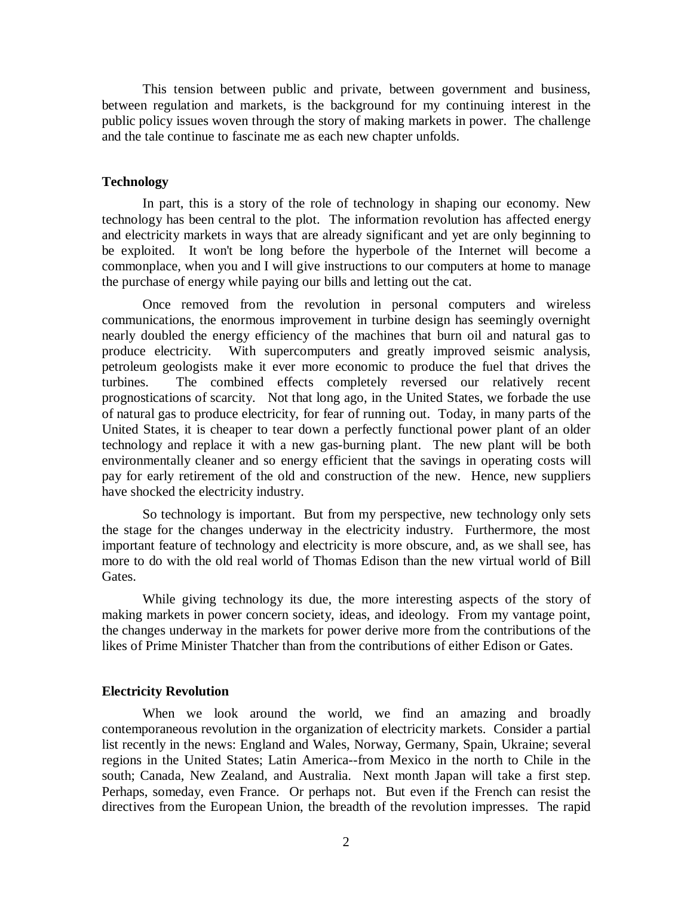This tension between public and private, between government and business, between regulation and markets, is the background for my continuing interest in the public policy issues woven through the story of making markets in power. The challenge and the tale continue to fascinate me as each new chapter unfolds.

## Technology

In part, this is a story of the role of technology in shaping our economy. New technology has been central to the plot. The information revolution has affected energy and electricity markets in ways that are already significant and yet are only beginning to be exploited. It won't be long before the hyperbole of the Internet will become a commonplace, when you and I will give instructions to our computers at home to manage the purchase of energy while paying our bills and letting out the cat.

Once removed from the revolution in personal computers and wireless communications, the enormous improvement in turbine design has seemingly overnight nearly doubled the energy efficiency of the machines that burn oil and natural gas to produce electricity. With supercomputers and greatly improved seismic analysis, petroleum geologists make it ever more economic to produce the fuel that drives the turbines. The combined effects completely reversed our relatively recent prognostications of scarcity. Not that long ago, in the United States, we forbade the use of natural gas to produce electricity, for fear of running out. Today, in many parts of the United States, it is cheaper to tear down a perfectly functional power plant of an older technology and replace it with a new gas-burning plant. The new plant will be both environmentally cleaner and so energy efficient that the savings in operating costs will pay for early retirement of the old and construction of the new. Hence, new suppliers have shocked the electricity industry.

So technology is important. But from my perspective, new technology only sets the stage for the changes underway in the electricity industry. Furthermore, the most important feature of technology and electricity is more obscure, and, as we shall see, has more to do with the old real world of Thomas Edison than the new virtual world of Bill Gates.

While giving technology its due, the more interesting aspects of the story of making markets in power concern society, ideas, and ideology. From my vantage point, the changes underway in the markets for power derive more from the contributions of the likes of Prime Minister Thatcher than from the contributions of either Edison or Gates.

## Electricity Revolution

When we look around the world, we find an amazing and broadly contemporaneous revolution in the organization of electricity markets. Consider a partial list recently in the news: England and Wales, Norway, Germany, Spain, Ukraine; several regions in the United States; Latin America--from Mexico in the north to Chile in the south; Canada, New Zealand, and Australia. Next month Japan will take a first step. Perhaps, someday, even France. Or perhaps not. But even if the French can resist the directives from the European Union, the breadth of the revolution impresses. The rapid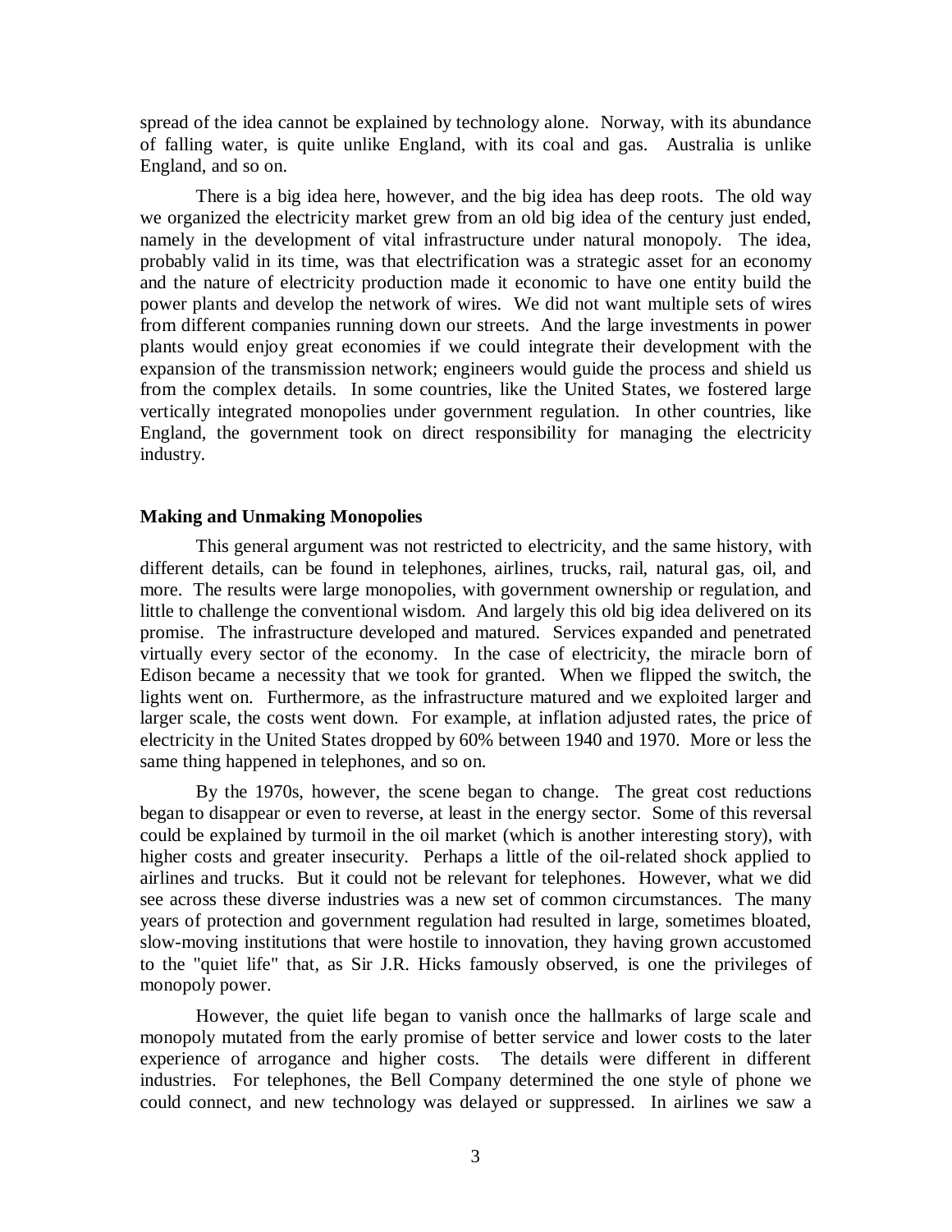spread of the idea cannot be explained by technology alone. Norway, with its abundance of falling water, is quite unlike England, with its coal and gas. Australia is unlike England, and so on.

There is a big idea here, however, and the big idea has deep roots. The old way we organized the electricity market grew from an old big idea of the century just ended, namely in the development of vital infrastructure under natural monopoly. The idea, probably valid in its time, was that electrification was a strategic asset for an economy and the nature of electricity production made it economic to have one entity build the power plants and develop the network of wires. We did not want multiple sets of wires from different companies running down our streets. And the large investments in power plants would enjoy great economies if we could integrate their development with the expansion of the transmission network; engineers would guide the process and shield us from the complex details. In some countries, like the United States, we fostered large vertically integrated monopolies under government regulation. In other countries, like England, the government took on direct responsibility for managing the electricity industry.

### Making and Unmaking Monopolies

This general argument was not restricted to electricity, and the same history, with different details, can be found in telephones, airlines, trucks, rail, natural gas, oil, and more. The results were large monopolies, with government ownership or regulation, and little to challenge the conventional wisdom. And largely this old big idea delivered on its promise. The infrastructure developed and matured. Services expanded and penetrated virtually every sector of the economy. In the case of electricity, the miracle born of Edison became a necessity that we took for granted. When we flipped the switch, the lights went on. Furthermore, as the infrastructure matured and we exploited larger and larger scale, the costs went down. For example, at inflation adjusted rates, the price of electricity in the United States dropped by 60% between 1940 and 1970. More or less the same thing happened in telephones, and so on.

By the 1970s, however, the scene began to change. The great cost reductions began to disappear or even to reverse, at least in the energy sector. Some of this reversal could be explained by turmoil in the oil market (which is another interesting story), with higher costs and greater insecurity. Perhaps a little of the oil-related shock applied to airlines and trucks. But it could not be relevant for telephones. However, what we did see across these diverse industries was a new set of common circumstances. The many years of protection and government regulation had resulted in large, sometimes bloated, slow-moving institutions that were hostile to innovation, they having grown accustomed to the "quiet life" that, as Sir J.R. Hicks famously observed, is one the privileges of monopoly power.

However, the quiet life began to vanish once the hallmarks of large scale and monopoly mutated from the early promise of better service and lower costs to the later experience of arrogance and higher costs. The details were different in different industries. For telephones, the Bell Company determined the one style of phone we could connect, and new technology was delayed or suppressed. In airlines we saw a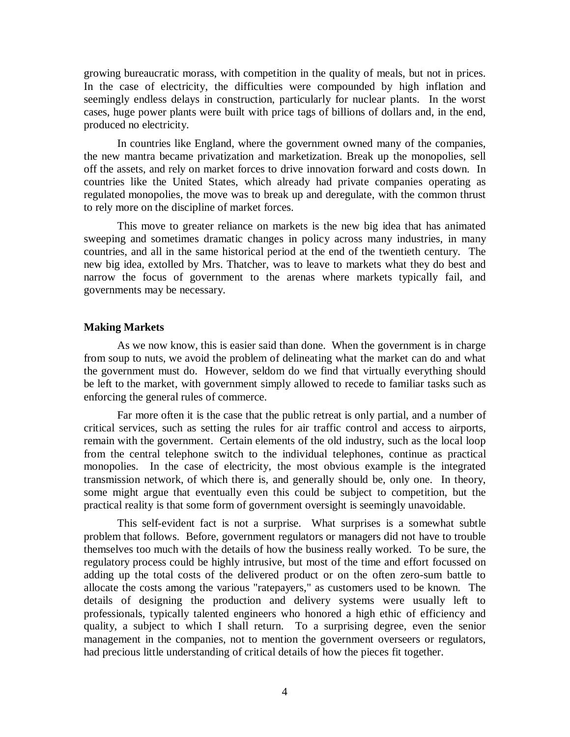growing bureaucratic morass, with competition in the quality of meals, but not in prices. In the case of electricity, the difficulties were compounded by high inflation and seemingly endless delays in construction, particularly for nuclear plants. In the worst cases, huge power plants were built with price tags of billions of dollars and, in the end, produced no electricity.

In countries like England, where the government owned many of the companies, the new mantra became privatization and marketization. Break up the monopolies, sell off the assets, and rely on market forces to drive innovation forward and costs down. In countries like the United States, which already had private companies operating as regulated monopolies, the move was to break up and deregulate, with the common thrust to rely more on the discipline of market forces.

This move to greater reliance on markets is the new big idea that has animated sweeping and sometimes dramatic changes in policy across many industries, in many countries, and all in the same historical period at the end of the twentieth century. The new big idea, extolled by Mrs. Thatcher, was to leave to markets what they do best and narrow the focus of government to the arenas where markets typically fail, and governments may be necessary.

**Making Markets**

As we now know, this is easier said than done. When the government is in charge from soup to nuts, we avoid the problem of delineating what the market can do and what the government must do. However, seldom do we find that virtually everything should be left to the market, with government simply allowed to recede to familiar tasks such as enforcing the general rules of commerce.

Far more often it is the case that the public retreat is only partial, and a number of critical services, such as setting the rules for air traffic control and access to airports, remain with the government. Certain elements of the old industry, such as the local loop from the central telephone switch to the individual telephones, continue as practical monopolies. In the case of electricity, the most obvious example is the integrated transmission network, of which there is, and generally should be, only one. In theory, some might argue that eventually even this could be subject to competition, but the practical reality is that some form of government oversight is seemingly unavoidable.

This self-evident fact is not a surprise. What surprises is a somewhat subtle problem that follows. Before, government regulators or managers did not have to trouble themselves too much with the details of how the business really worked. To be sure, the regulatory process could be highly intrusive, but most of the time and effort focussed on adding up the total costs of the delivered product or on the often zero-sum battle to allocate the costs among the various "ratepayers," as customers used to be known. The details of designing the production and delivery systems were usually left to professionals, typically talented engineers who honored a high ethic of efficiency and quality, a subject to which I shall return. To a surprising degree, even the senior management in the companies, not to mention the government overseers or regulators, had precious little understanding of critical details of how the pieces fit together.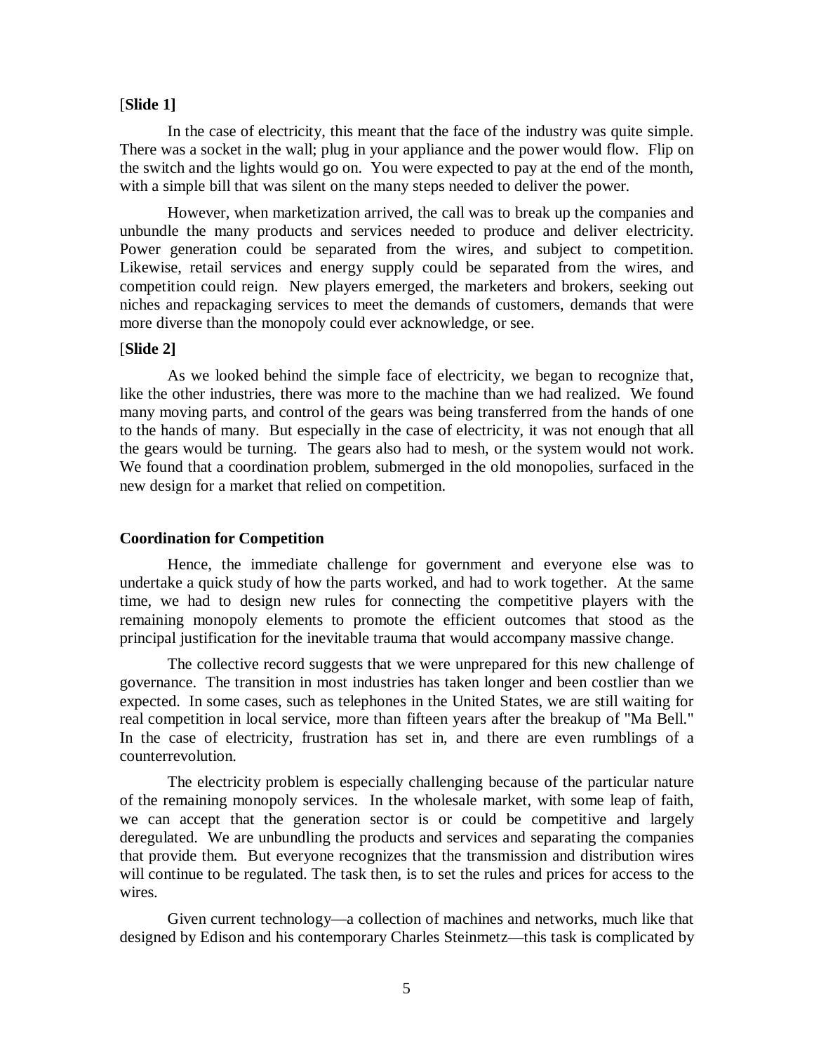[**Slide 1]**

In the case of electricity, this meant that the face of the industry was quite simple. There was a socket in the wall; plug in your appliance and the power would flow. Flip on the switch and the lights would go on. You were expected to pay at the end of the month, with a simple bill that was silent on the many steps needed to deliver the power.

However, when marketization arrived, the call was to break up the companies and unbundle the many products and services needed to produce and deliver electricity. Power generation could be separated from the wires, and subject to competition. Likewise, retail services and energy supply could be separated from the wires, and competition could reign. New players emerged, the marketers and brokers, seeking out niches and repackaging services to meet the demands of customers, demands that were more diverse than the monopoly could ever acknowledge, or see.

[**Slide 2]**

As we looked behind the simple face of electricity, we began to recognize that, like the other industries, there was more to the machine than we had realized. We found many moving parts, and control of the gears was being transferred from the hands of one to the hands of many. But especially in the case of electricity, it was not enough that all the gears would be turning. The gears also had to mesh, or the system would not work. We found that a coordination problem, submerged in the old monopolies, surfaced in the new design for a market that relied on competition.

**Coordination for Competition**

Hence, the immediate challenge for government and everyone else was to undertake a quick study of how the parts worked, and had to work together. At the same time, we had to design new rules for connecting the competitive players with the remaining monopoly elements to promote the efficient outcomes that stood as the principal justification for the inevitable trauma that would accompany massive change.

The collective record suggests that we were unprepared for this new challenge of governance. The transition in most industries has taken longer and been costlier than we expected. In some cases, such as telephones in the United States, we are still waiting for real competition in local service, more than fifteen years after the breakup of "Ma Bell." In the case of electricity, frustration has set in, and there are even rumblings of a counterrevolution.

The electricity problem is especially challenging because of the particular nature of the remaining monopoly services. In the wholesale market, with some leap of faith, we can accept that the generation sector is or could be competitive and largely deregulated. We are unbundling the products and services and separating the companies that provide them. But everyone recognizes that the transmission and distribution wires will continue to be regulated. The task then, is to set the rules and prices for access to the wires.

Given current technology—a collection of machines and networks, much like that designed by Edison and his contemporary Charles Steinmetz—this task is complicated by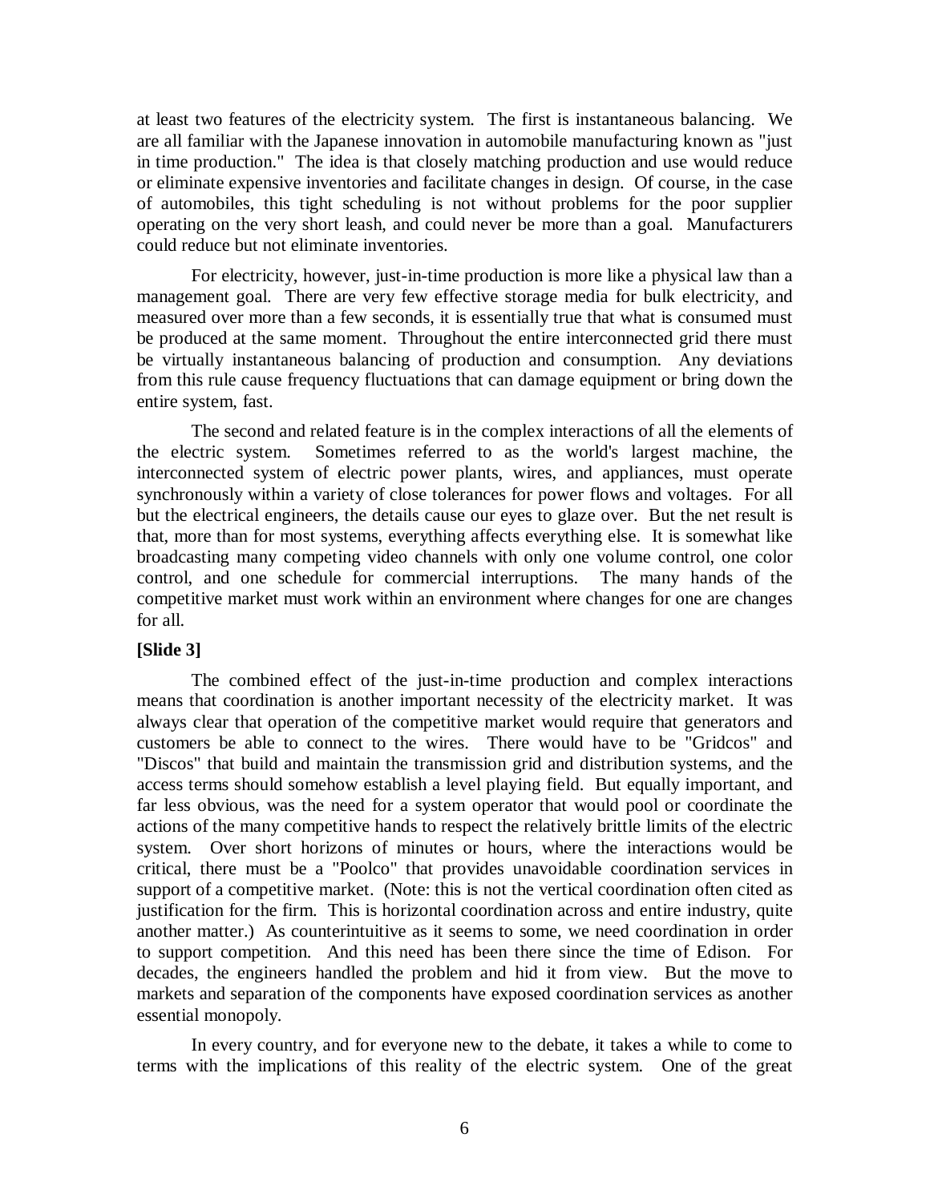at least two features of the electricity system. The first is instantaneous balancing. We are all familiar with the Japanese innovation in automobile manufacturing known as "just in time production." The idea is that closely matching production and use would reduce or eliminate expensive inventories and facilitate changes in design. Of course, in the case of automobiles, this tight scheduling is not without problems for the poor supplier operating on the very short leash, and could never be more than a goal. Manufacturers could reduce but not eliminate inventories.

For electricity, however, just-in-time production is more like a physical law than a management goal. There are very few effective storage media for bulk electricity, and measured over more than a few seconds, it is essentially true that what is consumed must be produced at the same moment. Throughout the entire interconnected grid there must be virtually instantaneous balancing of production and consumption. Any deviations from this rule cause frequency fluctuations that can damage equipment or bring down the entire system, fast.

The second and related feature is in the complex interactions of all the elements of the electric system. Sometimes referred to as the world's largest machine, the interconnected system of electric power plants, wires, and appliances, must operate synchronously within a variety of close tolerances for power flows and voltages. For all but the electrical engineers, the details cause our eyes to glaze over. But the net result is that, more than for most systems, everything affects everything else. It is somewhat like broadcasting many competing video channels with only one volume control, one color control, and one schedule for commercial interruptions. The many hands of the competitive market must work within an environment where changes for one are changes for all.

**[Slide 3]**

The combined effect of the just-in-time production and complex interactions means that coordination is another important necessity of the electricity market. It was always clear that operation of the competitive market would require that generators and customers be able to connect to the wires. There would have to be "Gridcos" and "Discos" that build and maintain the transmission grid and distribution systems, and the access terms should somehow establish a level playing field. But equally important, and far less obvious, was the need for a system operator that would pool or coordinate the actions of the many competitive hands to respect the relatively brittle limits of the electric system. Over short horizons of minutes or hours, where the interactions would be critical, there must be a "Poolco" that provides unavoidable coordination services in support of a competitive market. (Note: this is not the vertical coordination often cited as justification for the firm. This is horizontal coordination across and entire industry, quite another matter.) As counterintuitive as it seems to some, we need coordination in order to support competition. And this need has been there since the time of Edison. For decades, the engineers handled the problem and hid it from view. But the move to markets and separation of the components have exposed coordination services as another essential monopoly.

In every country, and for everyone new to the debate, it takes a while to come to terms with the implications of this reality of the electric system. One of the great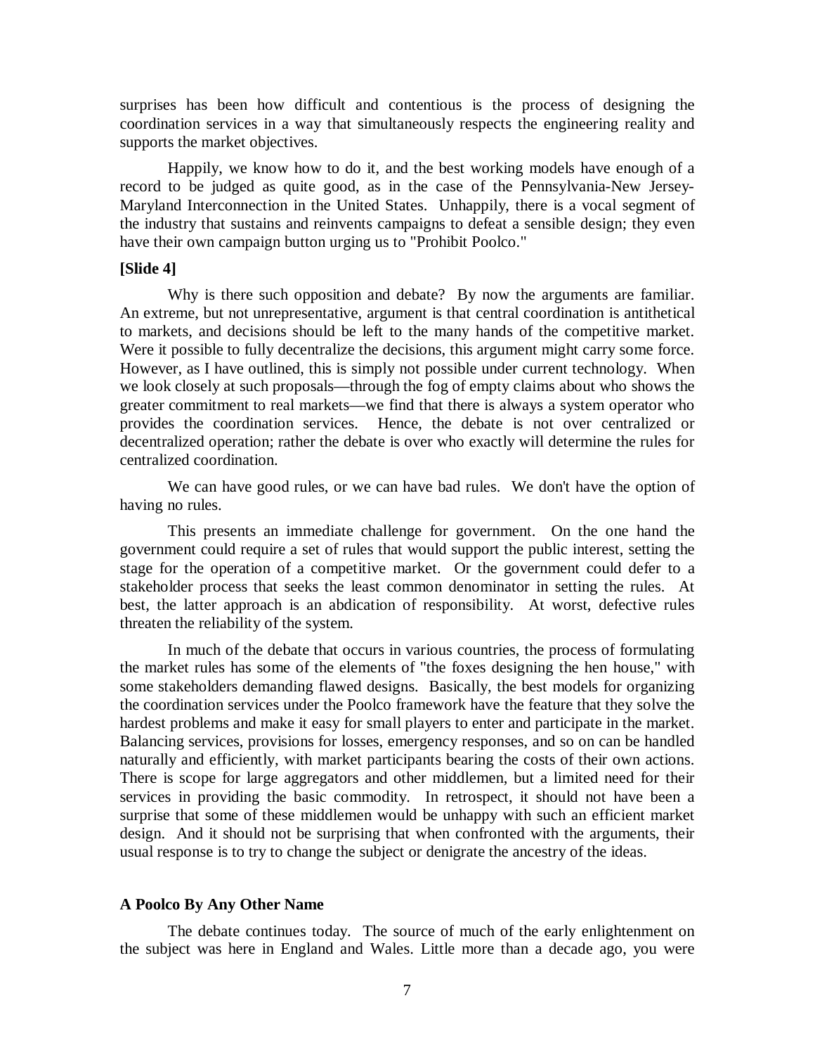surprises has been how difficult and contentious is the process of designing the coordination services in a way that simultaneously respects the engineering reality and supports the market objectives.

Happily, we know how to do it, and the best working models have enough of a record to be judged as quite good, as in the case of the Pennsylvania-New Jersey-Maryland Interconnection in the United States. Unhappily, there is a vocal segment of the industry that sustains and reinvents campaigns to defeat a sensible design; they even have their own campaign button urging us to "Prohibit Poolco."

**[Slide 4]**

Why is there such opposition and debate? By now the arguments are familiar. An extreme, but not unrepresentative, argument is that central coordination is antithetical to markets, and decisions should be left to the many hands of the competitive market. Were it possible to fully decentralize the decisions, this argument might carry some force. However, as I have outlined, this is simply not possible under current technology. When we look closely at such proposals—through the fog of empty claims about who shows the greater commitment to real markets—we find that there is always a system operator who provides the coordination services. Hence, the debate is not over centralized or decentralized operation; rather the debate is over who exactly will determine the rules for centralized coordination.

We can have good rules, or we can have bad rules. We don't have the option of having no rules.

This presents an immediate challenge for government. On the one hand the government could require a set of rules that would support the public interest, setting the stage for the operation of a competitive market. Or the government could defer to a stakeholder process that seeks the least common denominator in setting the rules. At best, the latter approach is an abdication of responsibility. At worst, defective rules threaten the reliability of the system.

In much of the debate that occurs in various countries, the process of formulating the market rules has some of the elements of "the foxes designing the hen house," with some stakeholders demanding flawed designs. Basically, the best models for organizing the coordination services under the Poolco framework have the feature that they solve the hardest problems and make it easy for small players to enter and participate in the market. Balancing services, provisions for losses, emergency responses, and so on can be handled naturally and efficiently, with market participants bearing the costs of their own actions. There is scope for large aggregators and other middlemen, but a limited need for their services in providing the basic commodity. In retrospect, it should not have been a surprise that some of these middlemen would be unhappy with such an efficient market design. And it should not be surprising that when confronted with the arguments, their usual response is to try to change the subject or denigrate the ancestry of the ideas.

### A Poolco By Any Other Name

The debate continues today. The source of much of the early enlightenment on the subject was here in England and Wales. Little more than a decade ago, you were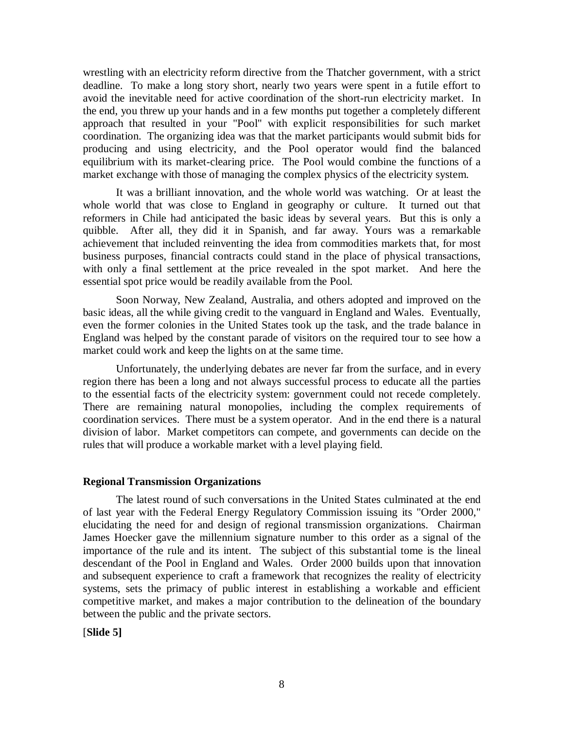wrestling with an electricity reform directive from the Thatcher government, with a strict deadline. To make a long story short, nearly two years were spent in a futile effort to avoid the inevitable need for active coordination of the short-run electricity market. In the end, you threw up your hands and in a few months put together a completely different approach that resulted in your "Pool" with explicit responsibilities for such market coordination. The organizing idea was that the market participants would submit bids for producing and using electricity, and the Pool operator would find the balanced equilibrium with its market-clearing price. The Pool would combine the functions of a market exchange with those of managing the complex physics of the electricity system.

It was a brilliant innovation, and the whole world was watching. Or at least the whole world that was close to England in geography or culture. It turned out that reformers in Chile had anticipated the basic ideas by several years. But this is only a quibble. After all, they did it in Spanish, and far away. Yours was a remarkable achievement that included reinventing the idea from commodities markets that, for most business purposes, financial contracts could stand in the place of physical transactions, with only a final settlement at the price revealed in the spot market. And here the essential spot price would be readily available from the Pool.

Soon Norway, New Zealand, Australia, and others adopted and improved on the basic ideas, all the while giving credit to the vanguard in England and Wales. Eventually, even the former colonies in the United States took up the task, and the trade balance in England was helped by the constant parade of visitors on the required tour to see how a market could work and keep the lights on at the same time.

Unfortunately, the underlying debates are never far from the surface, and in every region there has been a long and not always successful process to educate all the parties to the essential facts of the electricity system: government could not recede completely. There are remaining natural monopolies, including the complex requirements of coordination services. There must be a system operator. And in the end there is a natural division of labor. Market competitors can compete, and governments can decide on the rules that will produce a workable market with a level playing field.

**Regional Transmission Organizations**

The latest round of such conversations in the United States culminated at the end of last year with the Federal Energy Regulatory Commission issuing its "Order 2000," elucidating the need for and design of regional transmission organizations. Chairman James Hoecker gave the millennium signature number to this order as a signal of the importance of the rule and its intent. The subject of this substantial tome is the lineal descendant of the Pool in England and Wales. Order 2000 builds upon that innovation and subsequent experience to craft a framework that recognizes the reality of electricity systems, sets the primacy of public interest in establishing a workable and efficient competitive market, and makes a major contribution to the delineation of the boundary between the public and the private sectors.

[**Slide 5]**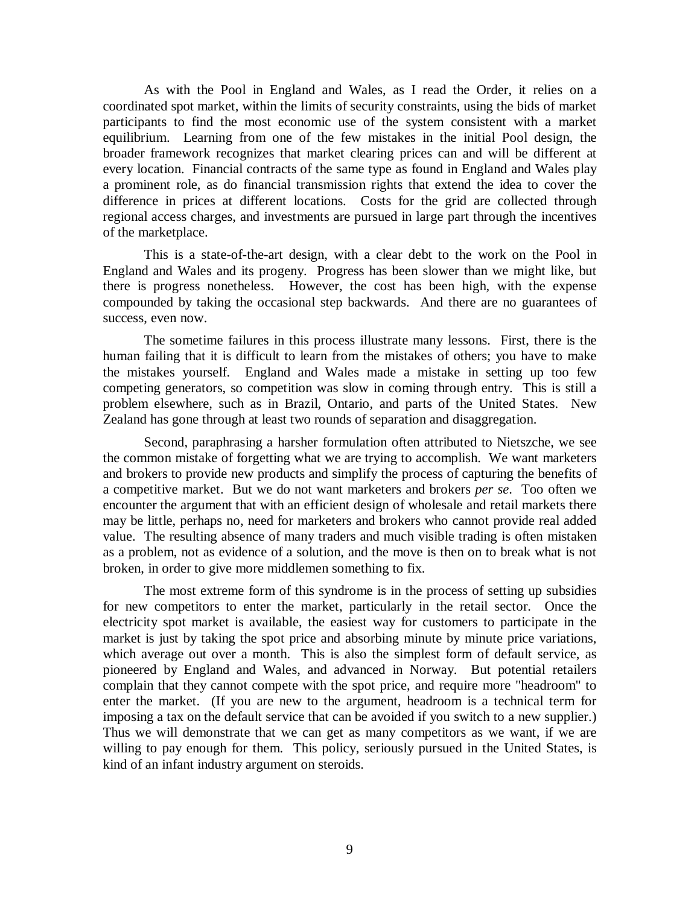As with the Pool in England and Wales, as I read the Order, it relies on a coordinated spot market, within the limits of security constraints, using the bids of market participants to find the most economic use of the system consistent with a market equilibrium. Learning from one of the few mistakes in the initial Pool design, the broader framework recognizes that market clearing prices can and will be different at every location. Financial contracts of the same type as found in England and Wales play a prominent role, as do financial transmission rights that extend the idea to cover the difference in prices at different locations. Costs for the grid are collected through regional access charges, and investments are pursued in large part through the incentives of the marketplace.

This is a state-of-the-art design, with a clear debt to the work on the Pool in England and Wales and its progeny. Progress has been slower than we might like, but there is progress nonetheless. However, the cost has been high, with the expense compounded by taking the occasional step backwards. And there are no guarantees of success, even now.

The sometime failures in this process illustrate many lessons. First, there is the human failing that it is difficult to learn from the mistakes of others; you have to make the mistakes yourself. England and Wales made a mistake in setting up too few competing generators, so competition was slow in coming through entry. This is still a problem elsewhere, such as in Brazil, Ontario, and parts of the United States. New Zealand has gone through at least two rounds of separation and disaggregation.

Second, paraphrasing a harsher formulation often attributed to Nietszche, we see the common mistake of forgetting what we are trying to accomplish. We want marketers and brokers to provide new products and simplify the process of capturing the benefits of a competitive market. But we do not want marketers and brokers *per se*. Too often we encounter the argument that with an efficient design of wholesale and retail markets there may be little, perhaps no, need for marketers and brokers who cannot provide real added value. The resulting absence of many traders and much visible trading is often mistaken as a problem, not as evidence of a solution, and the move is then on to break what is not broken, in order to give more middlemen something to fix.

The most extreme form of this syndrome is in the process of setting up subsidies for new competitors to enter the market, particularly in the retail sector. Once the electricity spot market is available, the easiest way for customers to participate in the market is just by taking the spot price and absorbing minute by minute price variations, which average out over a month. This is also the simplest form of default service, as pioneered by England and Wales, and advanced in Norway. But potential retailers complain that they cannot compete with the spot price, and require more "headroom" to enter the market. (If you are new to the argument, headroom is a technical term for imposing a tax on the default service that can be avoided if you switch to a new supplier.) Thus we will demonstrate that we can get as many competitors as we want, if we are willing to pay enough for them. This policy, seriously pursued in the United States, is kind of an infant industry argument on steroids.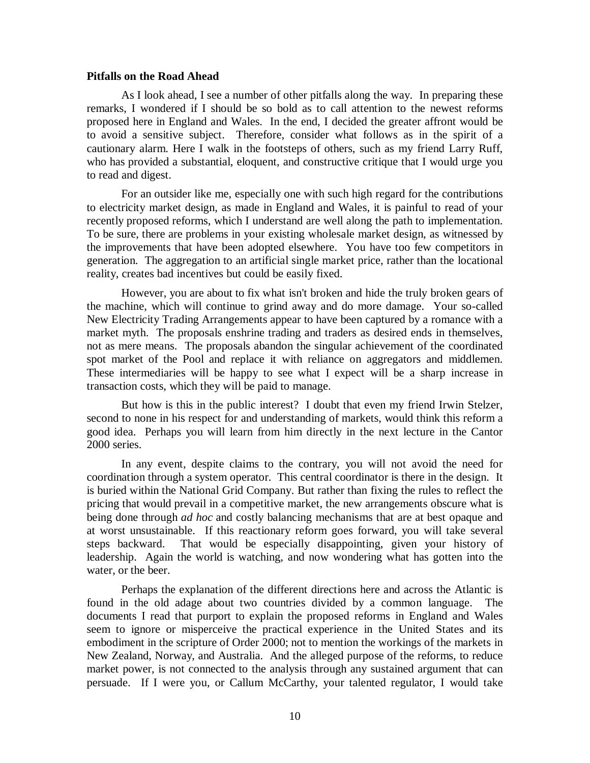**Pitfalls on the Road Ahead**

As I look ahead, I see a number of other pitfalls along the way. In preparing these remarks, I wondered if I should be so bold as to call attention to the newest reforms proposed here in England and Wales. In the end, I decided the greater affront would be to avoid a sensitive subject. Therefore, consider what follows as in the spirit of a cautionary alarm. Here I walk in the footsteps of others, such as my friend Larry Ruff, who has provided a substantial, eloquent, and constructive critique that I would urge you to read and digest.

For an outsider like me, especially one with such high regard for the contributions to electricity market design, as made in England and Wales, it is painful to read of your recently proposed reforms, which I understand are well along the path to implementation. To be sure, there are problems in your existing wholesale market design, as witnessed by the improvements that have been adopted elsewhere. You have too few competitors in generation. The aggregation to an artificial single market price, rather than the locational reality, creates bad incentives but could be easily fixed.

However, you are about to fix what isn't broken and hide the truly broken gears of the machine, which will continue to grind away and do more damage. Your so-called New Electricity Trading Arrangements appear to have been captured by a romance with a market myth. The proposals enshrine trading and traders as desired ends in themselves, not as mere means. The proposals abandon the singular achievement of the coordinated spot market of the Pool and replace it with reliance on aggregators and middlemen. These intermediaries will be happy to see what I expect will be a sharp increase in transaction costs, which they will be paid to manage.

But how is this in the public interest? I doubt that even my friend Irwin Stelzer, second to none in his respect for and understanding of markets, would think this reform a good idea. Perhaps you will learn from him directly in the next lecture in the Cantor 2000 series.

In any event, despite claims to the contrary, you will not avoid the need for coordination through a system operator. This central coordinator is there in the design. It is buried within the National Grid Company. But rather than fixing the rules to reflect the pricing that would prevail in a competitive market, the new arrangements obscure what is being done through *ad hoc* and costly balancing mechanisms that are at best opaque and at worst unsustainable. If this reactionary reform goes forward, you will take several steps backward. That would be especially disappointing, given your history of leadership. Again the world is watching, and now wondering what has gotten into the water, or the beer.

Perhaps the explanation of the different directions here and across the Atlantic is found in the old adage about two countries divided by a common language. The documents I read that purport to explain the proposed reforms in England and Wales seem to ignore or misperceive the practical experience in the United States and its embodiment in the scripture of Order 2000; not to mention the workings of the markets in New Zealand, Norway, and Australia. And the alleged purpose of the reforms, to reduce market power, is not connected to the analysis through any sustained argument that can persuade. If I were you, or Callum McCarthy, your talented regulator, I would take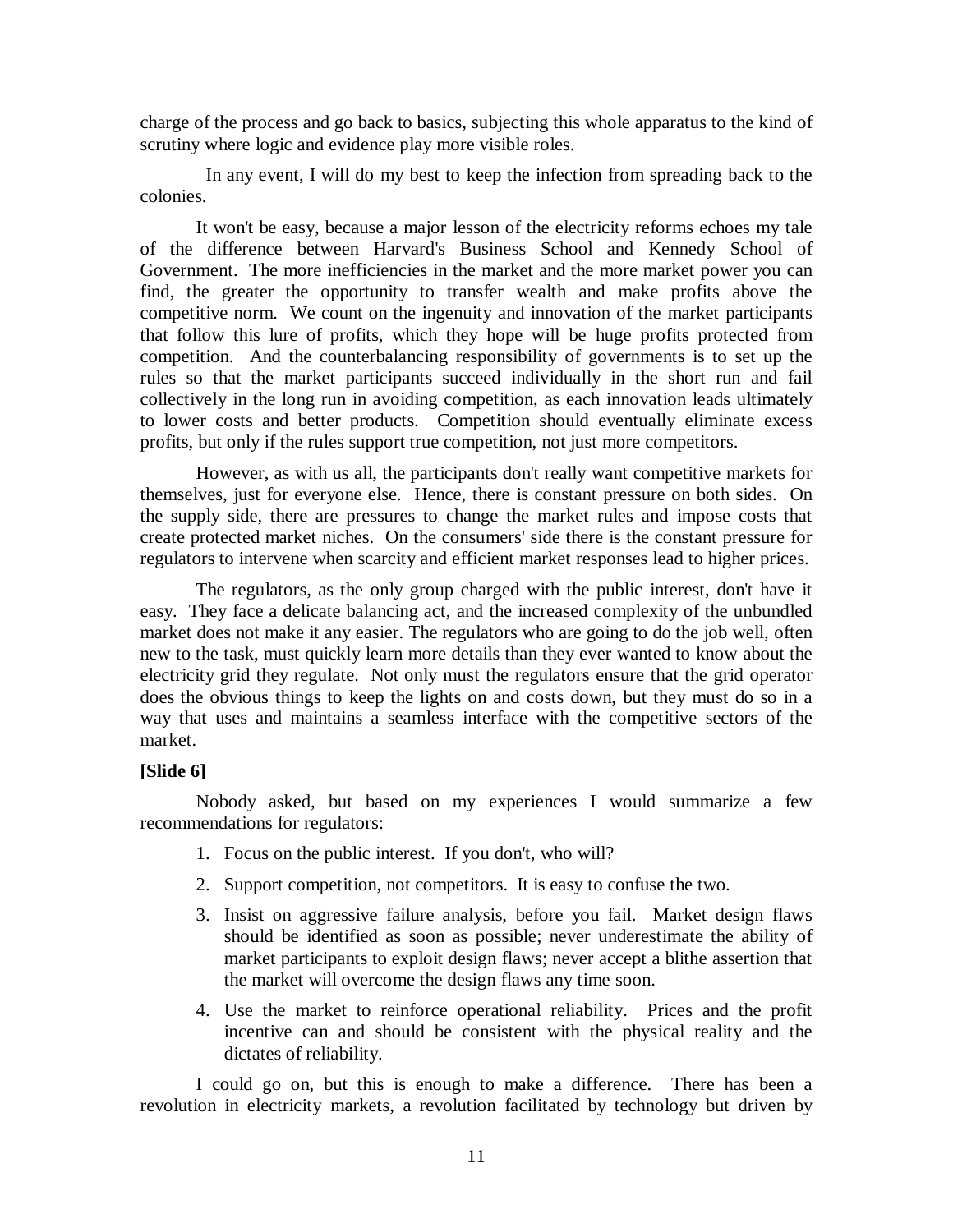charge of the process and go back to basics, subjecting this whole apparatus to the kind of scrutiny where logic and evidence play more visible roles.

In any event, I will do my best to keep the infection from spreading back to the colonies.

It won't be easy, because a major lesson of the electricity reforms echoes my tale of the difference between Harvard's Business School and Kennedy School of Government. The more inefficiencies in the market and the more market power you can find, the greater the opportunity to transfer wealth and make profits above the competitive norm. We count on the ingenuity and innovation of the market participants that follow this lure of profits, which they hope will be huge profits protected from competition. And the counterbalancing responsibility of governments is to set up the rules so that the market participants succeed individually in the short run and fail collectively in the long run in avoiding competition, as each innovation leads ultimately to lower costs and better products. Competition should eventually eliminate excess profits, but only if the rules support true competition, not just more competitors.

However, as with us all, the participants don't really want competitive markets for themselves, just for everyone else. Hence, there is constant pressure on both sides. On the supply side, there are pressures to change the market rules and impose costs that create protected market niches. On the consumers' side there is the constant pressure for regulators to intervene when scarcity and efficient market responses lead to higher prices.

The regulators, as the only group charged with the public interest, don't have it easy. They face a delicate balancing act, and the increased complexity of the unbundled market does not make it any easier. The regulators who are going to do the job well, often new to the task, must quickly learn more details than they ever wanted to know about the electricity grid they regulate. Not only must the regulators ensure that the grid operator does the obvious things to keep the lights on and costs down, but they must do so in a way that uses and maintains a seamless interface with the competitive sectors of the market.

**[Slide 6]**

Nobody asked, but based on my experiences I would summarize a few recommendations for regulators:

1. Focus on the public interest. If you don't, who will?
2. Support competition, not competitors. It is easy to confuse the two.
3. Insist on aggressive failure analysis, before you fail. Market design flaws should be identified as soon as possible; never underestimate the ability of market participants to exploit design flaws; never accept a blithe assertion that the market will overcome the design flaws any time soon.
4. Use the market to reinforce operational reliability. Prices and the profit incentive can and should be consistent with the physical reality and the dictates of reliability.

I could go on, but this is enough to make a difference. There has been a revolution in electricity markets, a revolution facilitated by technology but driven by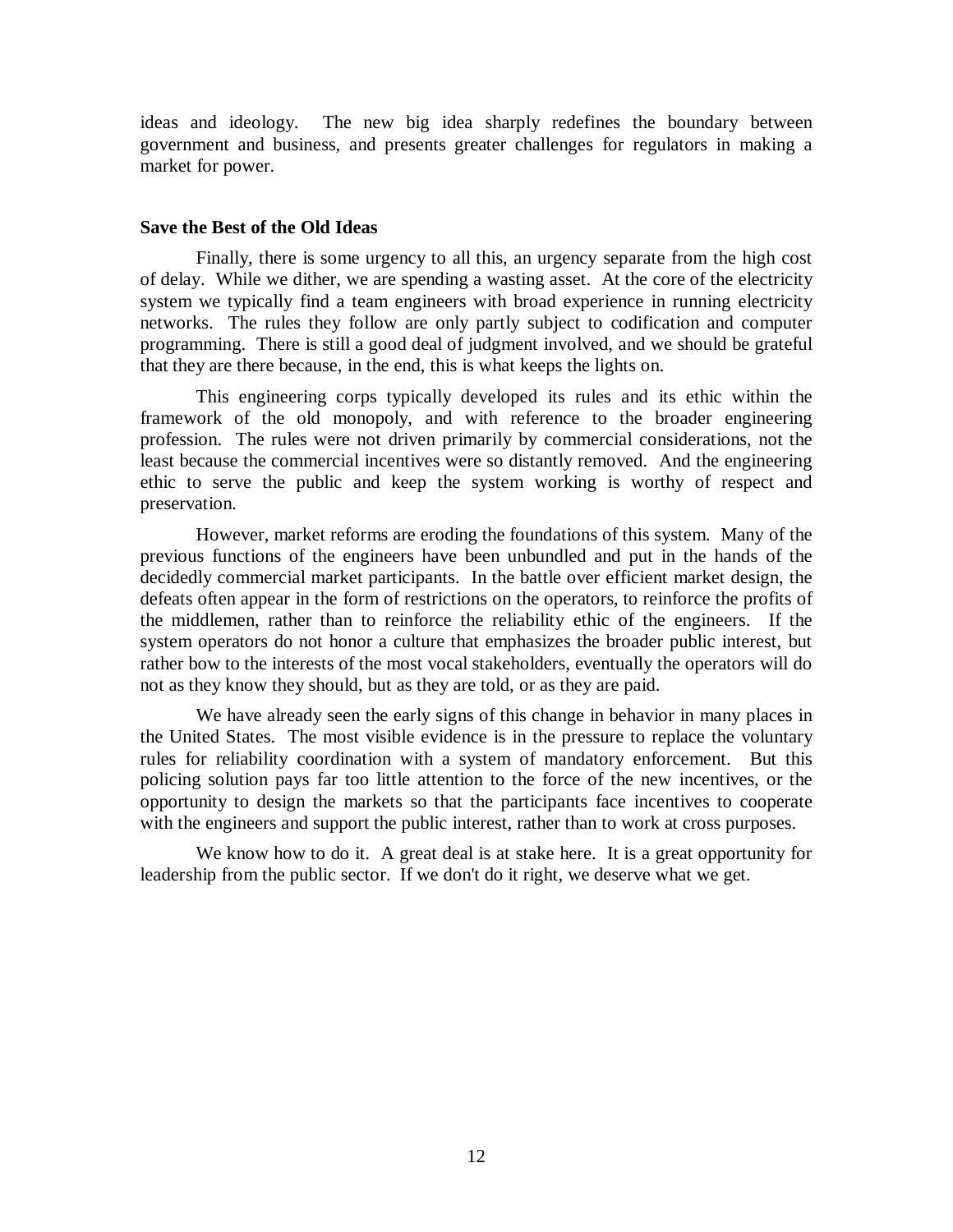ideas and ideology. The new big idea sharply redefines the boundary between government and business, and presents greater challenges for regulators in making a market for power.

**Save the Best of the Old Ideas**

Finally, there is some urgency to all this, an urgency separate from the high cost of delay. While we dither, we are spending a wasting asset. At the core of the electricity system we typically find a team engineers with broad experience in running electricity networks. The rules they follow are only partly subject to codification and computer programming. There is still a good deal of judgment involved, and we should be grateful that they are there because, in the end, this is what keeps the lights on.

This engineering corps typically developed its rules and its ethic within the framework of the old monopoly, and with reference to the broader engineering profession. The rules were not driven primarily by commercial considerations, not the least because the commercial incentives were so distantly removed. And the engineering ethic to serve the public and keep the system working is worthy of respect and preservation.

However, market reforms are eroding the foundations of this system. Many of the previous functions of the engineers have been unbundled and put in the hands of the decidedly commercial market participants. In the battle over efficient market design, the defeats often appear in the form of restrictions on the operators, to reinforce the profits of the middlemen, rather than to reinforce the reliability ethic of the engineers. If the system operators do not honor a culture that emphasizes the broader public interest, but rather bow to the interests of the most vocal stakeholders, eventually the operators will do not as they know they should, but as they are told, or as they are paid.

We have already seen the early signs of this change in behavior in many places in the United States. The most visible evidence is in the pressure to replace the voluntary rules for reliability coordination with a system of mandatory enforcement. But this policing solution pays far too little attention to the force of the new incentives, or the opportunity to design the markets so that the participants face incentives to cooperate with the engineers and support the public interest, rather than to work at cross purposes.

We know how to do it. A great deal is at stake here. It is a great opportunity for leadership from the public sector. If we don't do it right, we deserve what we get.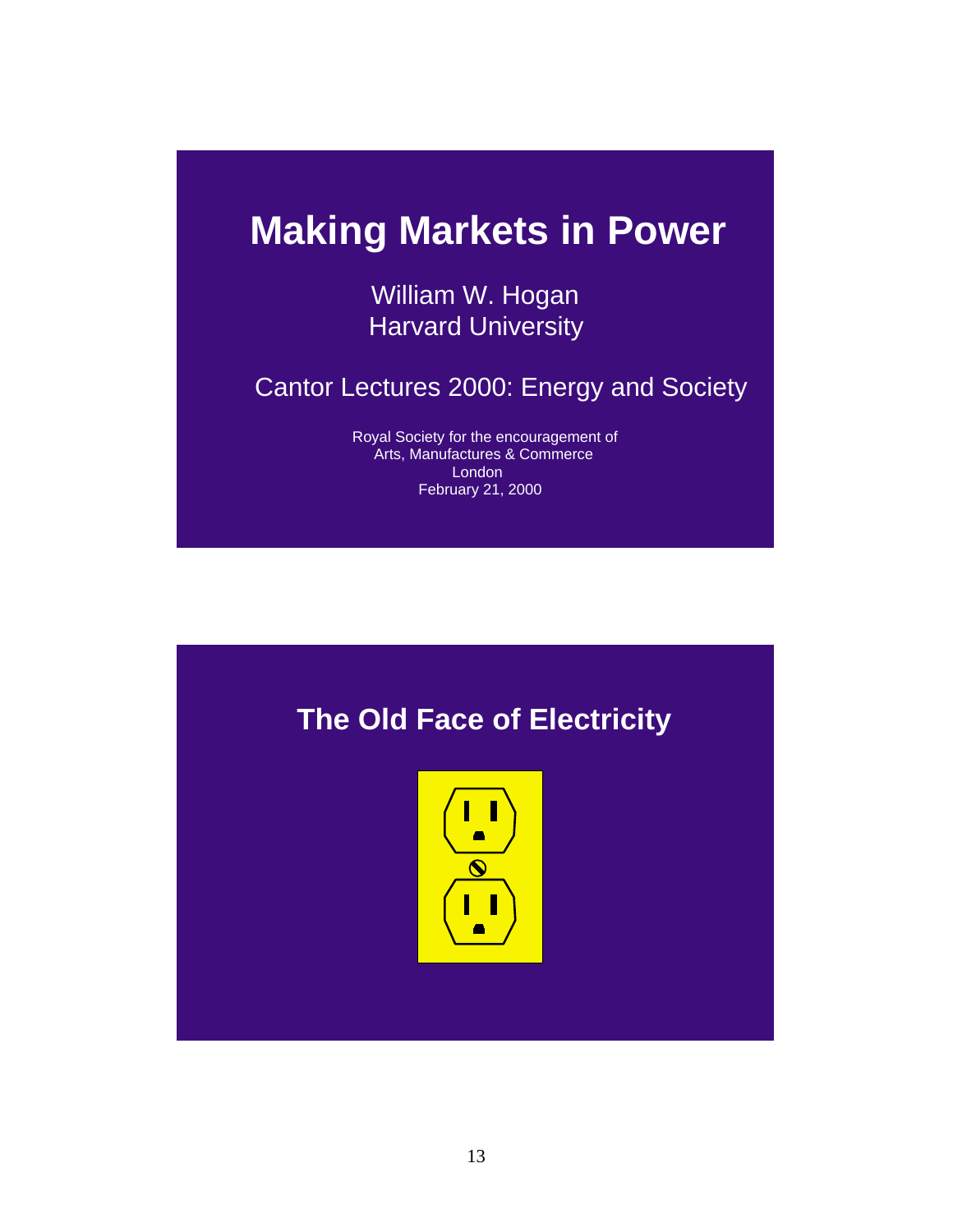# Making Markets in Power

William W. Hogan
Harvard University

Cantor Lectures 2000: Energy and Society

Royal Society for the encouragement of
Arts, Manufactures & Commerce
London
February 21, 2000

## The Old Face of Electricity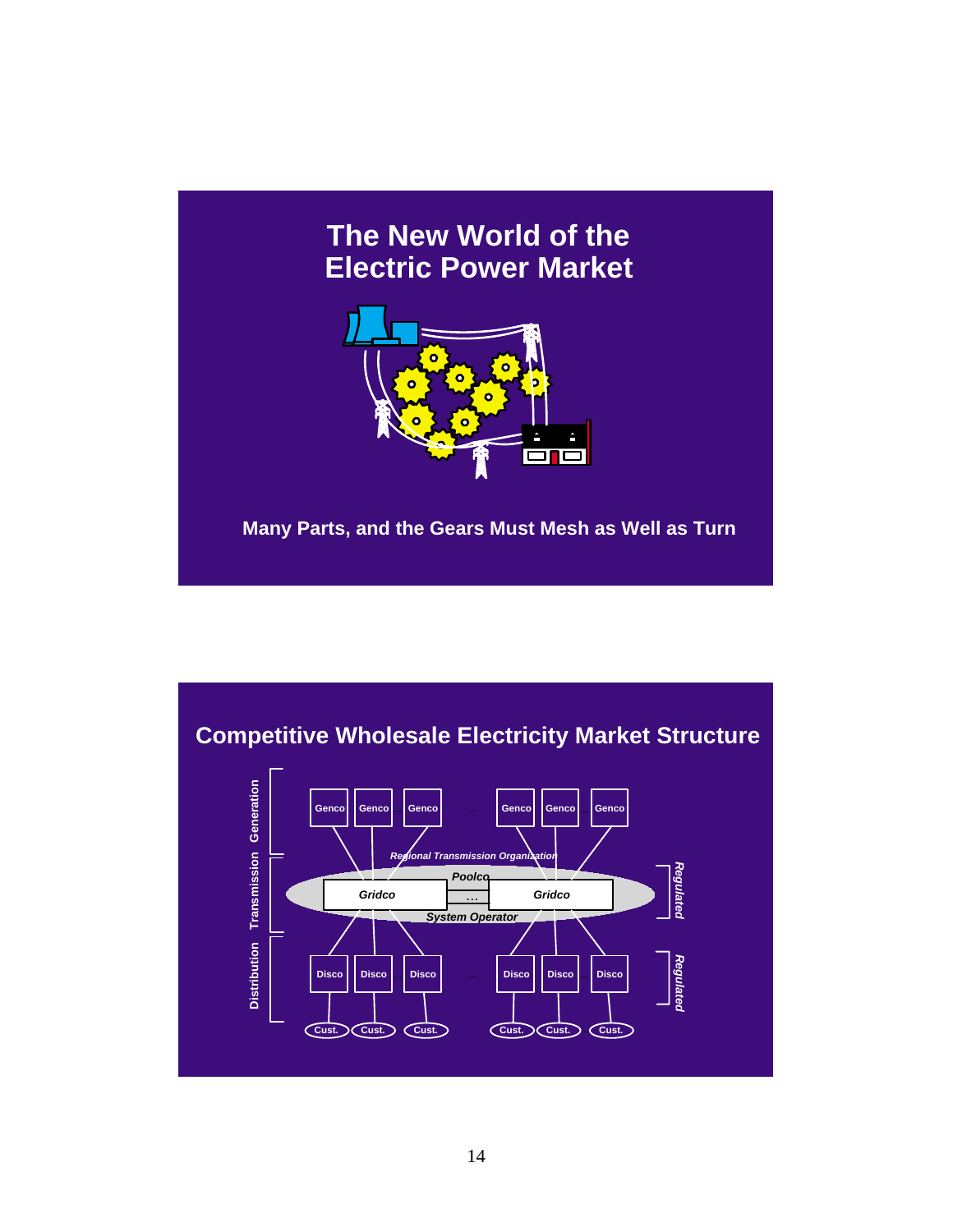## The New World of the Electric Power Market

**Many Parts, and the Gears Must Mesh as Well as Turn**

## Competitive Wholesale Electricity Market Structure

Generation: Genco | Genco | Genco | ... | Genco | Genco | Genco

Transmission: *Regional Transmission Organization* — *Poolco* — *Gridco* ... *Gridco* — *System Operator* — *Regulated*

Distribution: Disco | Disco | Disco | ... | Disco | Disco | Disco — *Regulated*

Cust. | Cust. | Cust. | Cust. | Cust. | Cust.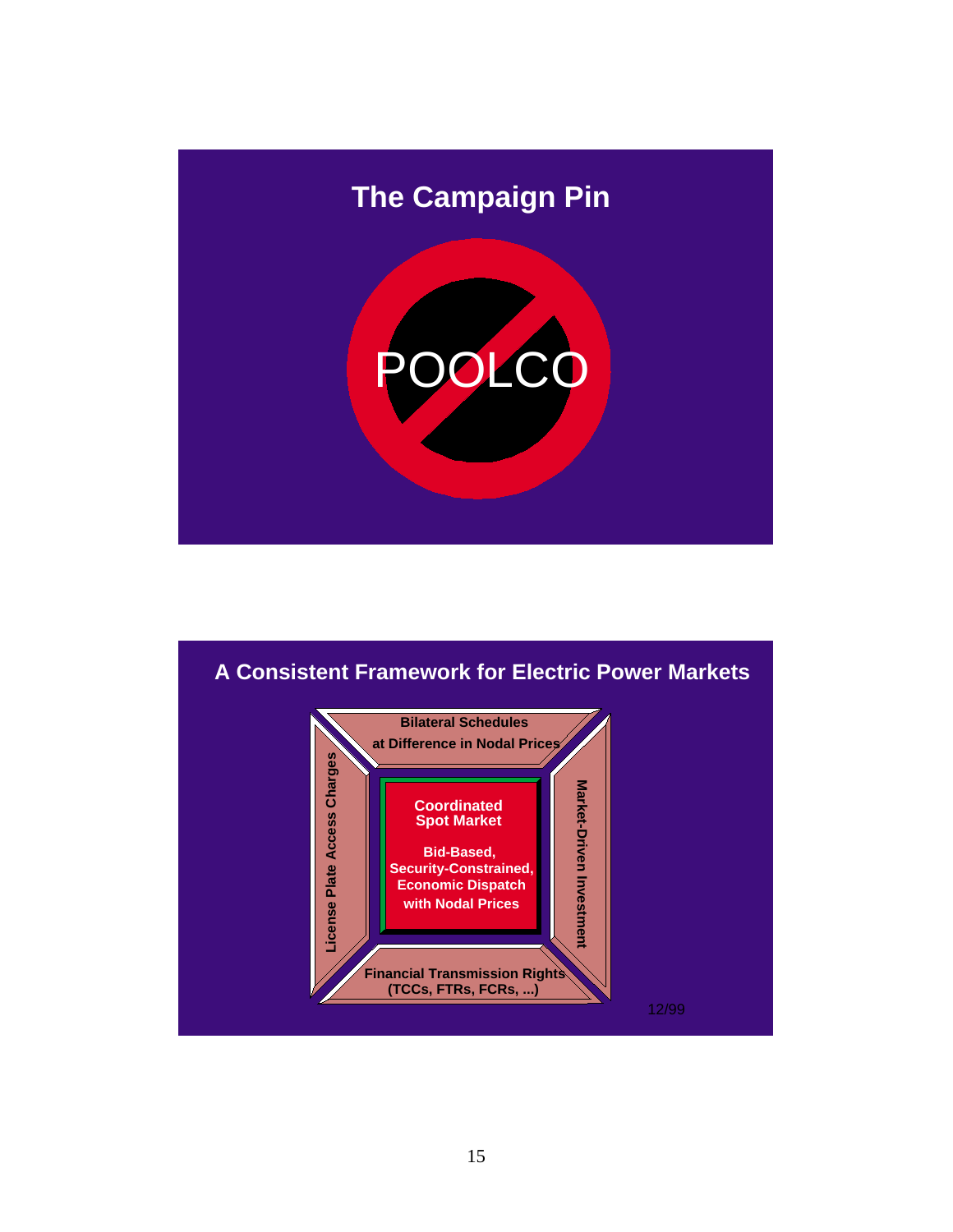## The Campaign Pin

POOLCO

## A Consistent Framework for Electric Power Markets

Bilateral Schedules at Difference in Nodal Prices

License Plate Access Charges

Coordinated Spot Market

Bid-Based, Security-Constrained, Economic Dispatch with Nodal Prices

Market-Driven Investment

Financial Transmission Rights (TCCs, FTRs, FCRs, ...)

12/99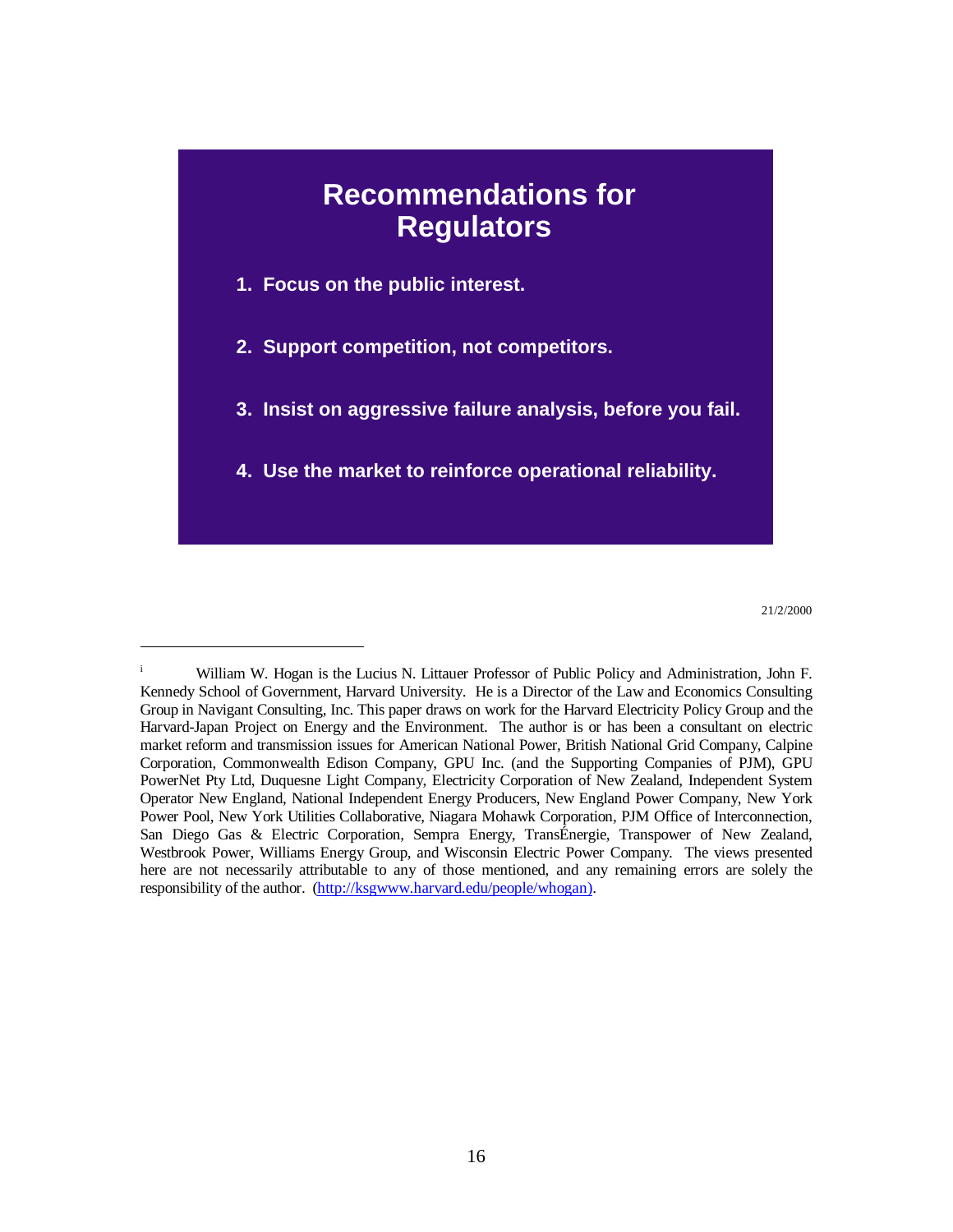## Recommendations for Regulators

1. **Focus on the public interest.**

2. **Support competition, not competitors.**

3. **Insist on aggressive failure analysis, before you fail.**

4. **Use the market to reinforce operational reliability.**

21/2/2000

---

[i] William W. Hogan is the Lucius N. Littauer Professor of Public Policy and Administration, John F. Kennedy School of Government, Harvard University. He is a Director of the Law and Economics Consulting Group in Navigant Consulting, Inc. This paper draws on work for the Harvard Electricity Policy Group and the Harvard-Japan Project on Energy and the Environment. The author is or has been a consultant on electric market reform and transmission issues for American National Power, British National Grid Company, Calpine Corporation, Commonwealth Edison Company, GPU Inc. (and the Supporting Companies of PJM), GPU PowerNet Pty Ltd, Duquesne Light Company, Electricity Corporation of New Zealand, Independent System Operator New England, National Independent Energy Producers, New England Power Company, New York Power Pool, New York Utilities Collaborative, Niagara Mohawk Corporation, PJM Office of Interconnection, San Diego Gas & Electric Corporation, Sempra Energy, TransÉnergie, Transpower of New Zealand, Westbrook Power, Williams Energy Group, and Wisconsin Electric Power Company. The views presented here are not necessarily attributable to any of those mentioned, and any remaining errors are solely the responsibility of the author. (http://ksgwww.harvard.edu/people/whogan).